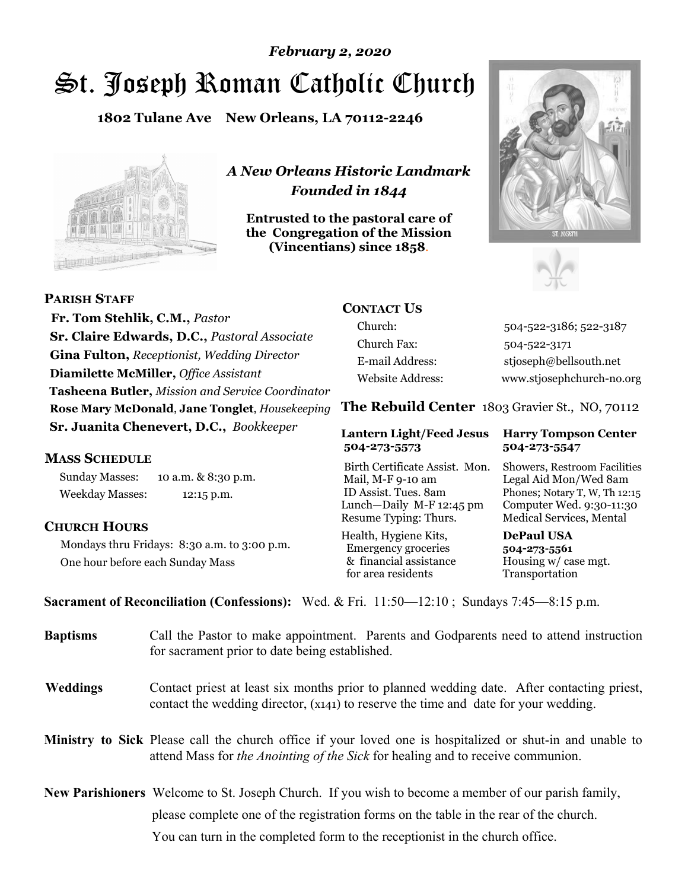*February 2, 2020*

# St. Joseph Roman Catholic Church

**1802 Tulane Ave New Orleans, LA 70112-2246**

*A New Orleans Historic Landmark*
*Founded in 1844*

**Entrusted to the pastoral care of the Congregation of the Mission (Vincentians) since 1858.**

## PARISH STAFF

**Fr. Tom Stehlik, C.M.,** *Pastor*
**Sr. Claire Edwards, D.C.,** *Pastoral Associate*
**Gina Fulton,** *Receptionist, Wedding Director*
**Diamilette McMiller,** *Office Assistant*
**Tasheena Butler,** *Mission and Service Coordinator*
**Rose Mary McDonald**, **Jane Tonglet**, *Housekeeping*
**Sr. Juanita Chenevert, D.C.,** *Bookkeeper*

## MASS SCHEDULE

Sunday Masses: 10 a.m. & 8:30 p.m.
Weekday Masses: 12:15 p.m.

## CHURCH HOURS

Mondays thru Fridays: 8:30 a.m. to 3:00 p.m.
One hour before each Sunday Mass

## CONTACT US

| | |
|---|---|
| Church: | 504-522-3186; 522-3187 |
| Church Fax: | 504-522-3171 |
| E-mail Address: | stjoseph@bellsouth.net |
| Website Address: | www.stjosephchurch-no.org |

## The Rebuild Center 1803 Gravier St., NO, 70112

**Lantern Light/Feed Jesus 504-273-5573**

Birth Certificate Assist. Mon.
Mail, M-F 9-10 am
ID Assist. Tues. 8am
Lunch—Daily M-F 12:45 pm
Resume Typing: Thurs.
Health, Hygiene Kits, Emergency groceries & financial assistance for area residents

**Harry Tompson Center 504-273-5547**

Showers, Restroom Facilities
Legal Aid Mon/Wed 8am
Phones; Notary T, W, Th 12:15
Computer Wed. 9:30-11:30
Medical Services, Mental

**DePaul USA 504-273-5561**

Housing w/ case mgt.
Transportation

**Sacrament of Reconciliation (Confessions):** Wed. & Fri. 11:50—12:10 ; Sundays 7:45—8:15 p.m.

**Baptisms** Call the Pastor to make appointment. Parents and Godparents need to attend instruction for sacrament prior to date being established.

**Weddings** Contact priest at least six months prior to planned wedding date. After contacting priest, contact the wedding director, (x141) to reserve the time and date for your wedding.

**Ministry to Sick** Please call the church office if your loved one is hospitalized or shut-in and unable to attend Mass for *the Anointing of the Sick* for healing and to receive communion.

**New Parishioners** Welcome to St. Joseph Church. If you wish to become a member of our parish family, please complete one of the registration forms on the table in the rear of the church. You can turn in the completed form to the receptionist in the church office.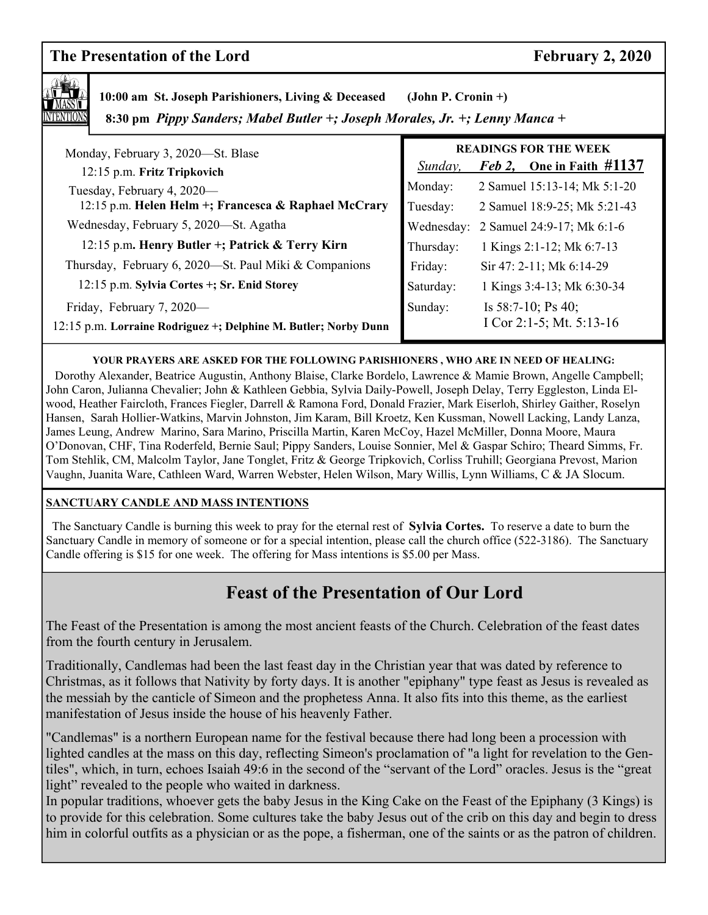## The Presentation of the Lord — February 2, 2020

**MASS INTENTIONS**

**10:00 am St. Joseph Parishioners, Living & Deceased (John P. Cronin +)**

**8:30 pm** ***Pippy Sanders; Mabel Butler +; Joseph Morales, Jr. +; Lenny Manca +***

Monday, February 3, 2020—St. Blase
12:15 p.m. **Fritz Tripkovich**

Tuesday, February 4, 2020—
12:15 p.m. **Helen Helm +; Francesca & Raphael McCrary**

Wednesday, February 5, 2020—St. Agatha
12:15 p.m**. Henry Butler +; Patrick & Terry Kirn**

Thursday, February 6, 2020—St. Paul Miki & Companions
12:15 p.m. **Sylvia Cortes +; Sr. Enid Storey**

Friday, February 7, 2020—
12:15 p.m. **Lorraine Rodriguez +; Delphine M. Butler; Norby Dunn**

**READINGS FOR THE WEEK**

*Sunday, Feb 2,* **One in Faith #1137**

| | |
|---|---|
| Monday: | 2 Samuel 15:13-14; Mk 5:1-20 |
| Tuesday: | 2 Samuel 18:9-25; Mk 5:21-43 |
| Wednesday: | 2 Samuel 24:9-17; Mk 6:1-6 |
| Thursday: | 1 Kings 2:1-12; Mk 6:7-13 |
| Friday: | Sir 47: 2-11; Mk 6:14-29 |
| Saturday: | 1 Kings 3:4-13; Mk 6:30-34 |
| Sunday: | Is 58:7-10; Ps 40; I Cor 2:1-5; Mt. 5:13-16 |

**YOUR PRAYERS ARE ASKED FOR THE FOLLOWING PARISHIONERS , WHO ARE IN NEED OF HEALING:**

Dorothy Alexander, Beatrice Augustin, Anthony Blaise, Clarke Bordelo, Lawrence & Mamie Brown, Angelle Campbell; John Caron, Julianna Chevalier; John & Kathleen Gebbia, Sylvia Daily-Powell, Joseph Delay, Terry Eggleston, Linda Elwood, Heather Faircloth, Frances Fiegler, Darrell & Ramona Ford, Donald Frazier, Mark Eiserloh, Shirley Gaither, Roselyn Hansen, Sarah Hollier-Watkins, Marvin Johnston, Jim Karam, Bill Kroetz, Ken Kussman, Nowell Lacking, Landy Lanza, James Leung, Andrew Marino, Sara Marino, Priscilla Martin, Karen McCoy, Hazel McMiller, Donna Moore, Maura O'Donovan, CHF, Tina Roderfeld, Bernie Saul; Pippy Sanders, Louise Sonnier, Mel & Gaspar Schiro; Theard Simms, Fr. Tom Stehlik, CM, Malcolm Taylor, Jane Tonglet, Fritz & George Tripkovich, Corliss Truhill; Georgiana Prevost, Marion Vaughn, Juanita Ware, Cathleen Ward, Warren Webster, Helen Wilson, Mary Willis, Lynn Williams, C & JA Slocum.

**SANCTUARY CANDLE AND MASS INTENTIONS**

The Sanctuary Candle is burning this week to pray for the eternal rest of **Sylvia Cortes.** To reserve a date to burn the Sanctuary Candle in memory of someone or for a special intention, please call the church office (522-3186). The Sanctuary Candle offering is $15 for one week. The offering for Mass intentions is $5.00 per Mass.

# Feast of the Presentation of Our Lord

The Feast of the Presentation is among the most ancient feasts of the Church. Celebration of the feast dates from the fourth century in Jerusalem.

Traditionally, Candlemas had been the last feast day in the Christian year that was dated by reference to Christmas, as it follows that Nativity by forty days. It is another "epiphany" type feast as Jesus is revealed as the messiah by the canticle of Simeon and the prophetess Anna. It also fits into this theme, as the earliest manifestation of Jesus inside the house of his heavenly Father.

"Candlemas" is a northern European name for the festival because there had long been a procession with lighted candles at the mass on this day, reflecting Simeon's proclamation of "a light for revelation to the Gentiles", which, in turn, echoes Isaiah 49:6 in the second of the "servant of the Lord" oracles. Jesus is the "great light" revealed to the people who waited in darkness.

In popular traditions, whoever gets the baby Jesus in the King Cake on the Feast of the Epiphany (3 Kings) is to provide for this celebration. Some cultures take the baby Jesus out of the crib on this day and begin to dress him in colorful outfits as a physician or as the pope, a fisherman, one of the saints or as the patron of children.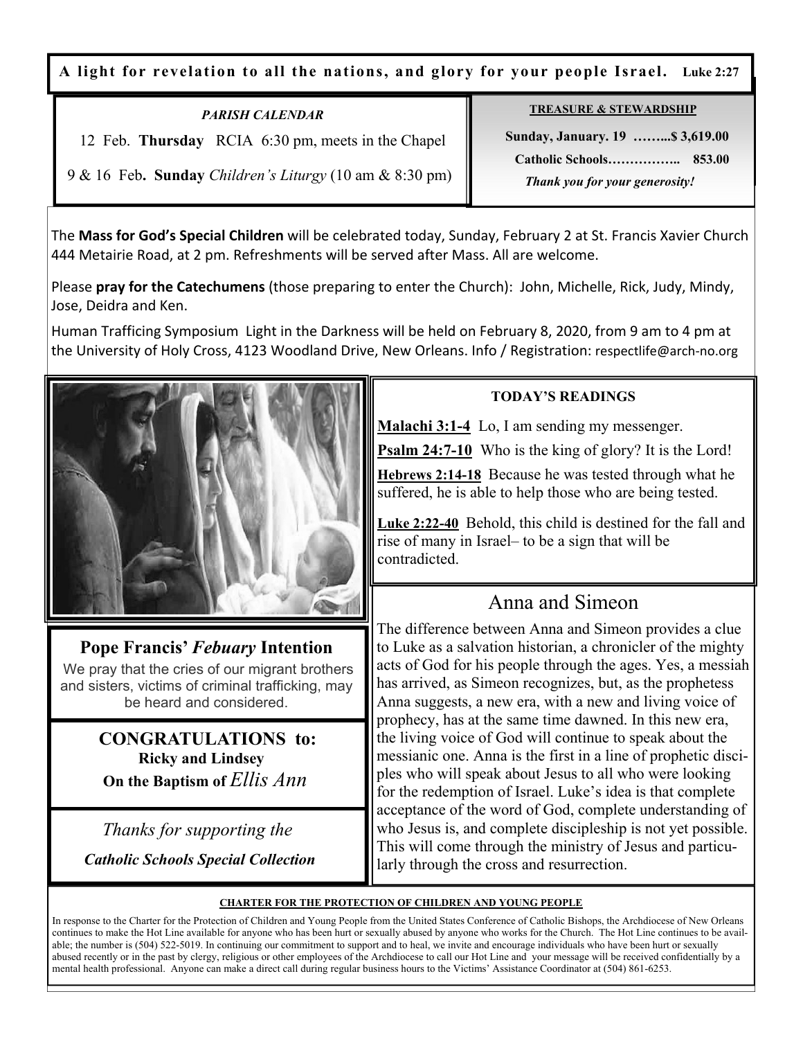**A light for revelation to all the nations, and glory for your people Israel.** Luke 2:27

*PARISH CALENDAR*

12 Feb. **Thursday** RCIA 6:30 pm, meets in the Chapel

9 & 16 Feb**. Sunday** *Children's Liturgy* (10 am & 8:30 pm)

**TREASURE & STEWARDSHIP**

**Sunday, January. 19 ……...$ 3,619.00**

**Catholic Schools…………….. 853.00**

***Thank you for your generosity!***

The **Mass for God's Special Children** will be celebrated today, Sunday, February 2 at St. Francis Xavier Church 444 Metairie Road, at 2 pm. Refreshments will be served after Mass. All are welcome.

Please **pray for the Catechumens** (those preparing to enter the Church): John, Michelle, Rick, Judy, Mindy, Jose, Deidra and Ken.

Human Trafficing Symposium Light in the Darkness will be held on February 8, 2020, from 9 am to 4 pm at the University of Holy Cross, 4123 Woodland Drive, New Orleans. Info / Registration: respectlife@arch-no.org

## Pope Francis' *Febuary* Intention

We pray that the cries of our migrant brothers and sisters, victims of criminal trafficking, may be heard and considered.

**CONGRATULATIONS to:**

**Ricky and Lindsey**

**On the Baptism of** *Ellis Ann*

*Thanks for supporting the*

***Catholic Schools Special Collection***

**TODAY'S READINGS**

**Malachi 3:1-4** Lo, I am sending my messenger.

**Psalm 24:7-10** Who is the king of glory? It is the Lord!

**Hebrews 2:14-18** Because he was tested through what he suffered, he is able to help those who are being tested.

**Luke 2:22-40** Behold, this child is destined for the fall and rise of many in Israel– to be a sign that will be contradicted.

## Anna and Simeon

The difference between Anna and Simeon provides a clue to Luke as a salvation historian, a chronicler of the mighty acts of God for his people through the ages. Yes, a messiah has arrived, as Simeon recognizes, but, as the prophetess Anna suggests, a new era, with a new and living voice of prophecy, has at the same time dawned. In this new era, the living voice of God will continue to speak about the messianic one. Anna is the first in a line of prophetic disciples who will speak about Jesus to all who were looking for the redemption of Israel. Luke's idea is that complete acceptance of the word of God, complete understanding of who Jesus is, and complete discipleship is not yet possible. This will come through the ministry of Jesus and particularly through the cross and resurrection.

**CHARTER FOR THE PROTECTION OF CHILDREN AND YOUNG PEOPLE**

In response to the Charter for the Protection of Children and Young People from the United States Conference of Catholic Bishops, the Archdiocese of New Orleans continues to make the Hot Line available for anyone who has been hurt or sexually abused by anyone who works for the Church. The Hot Line continues to be available; the number is (504) 522-5019. In continuing our commitment to support and to heal, we invite and encourage individuals who have been hurt or sexually abused recently or in the past by clergy, religious or other employees of the Archdiocese to call our Hot Line and your message will be received confidentially by a mental health professional. Anyone can make a direct call during regular business hours to the Victims' Assistance Coordinator at (504) 861-6253.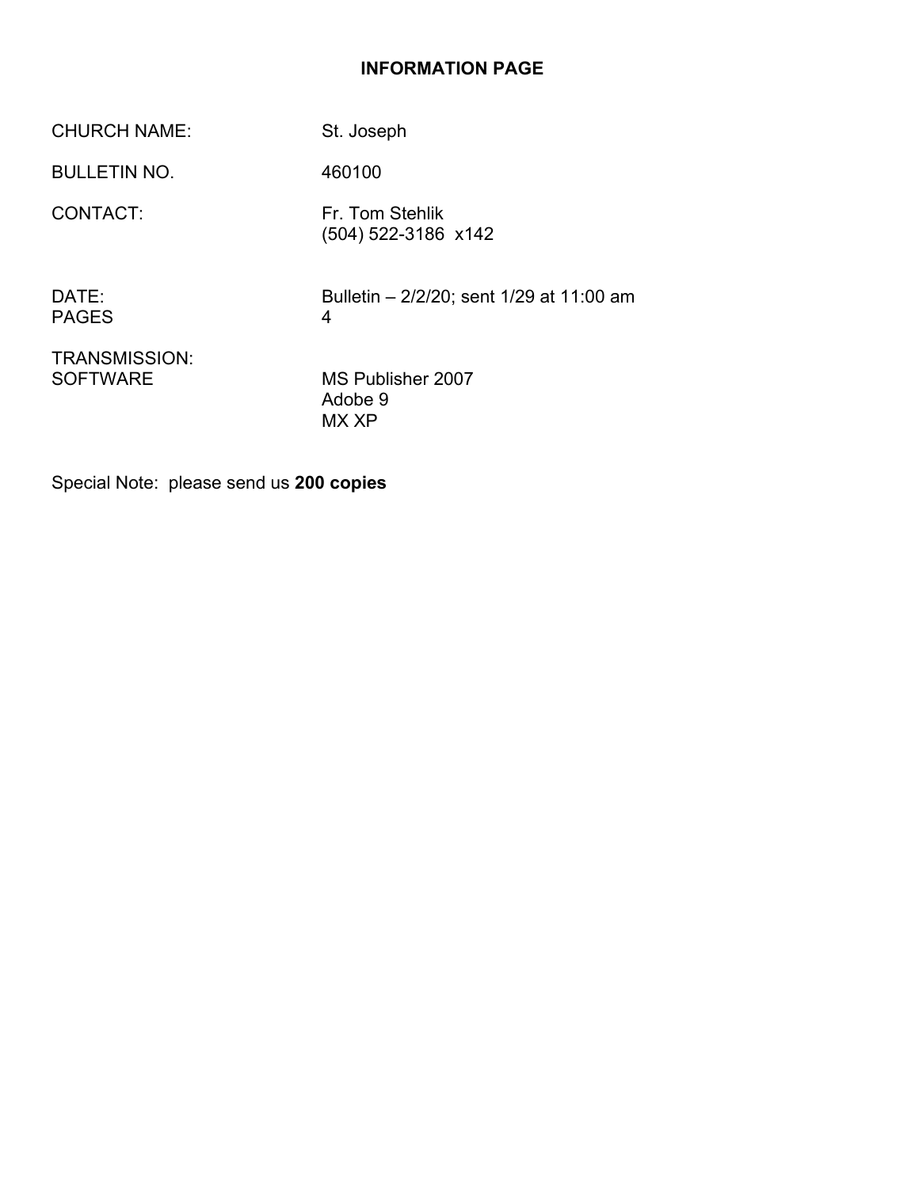# INFORMATION PAGE

| | |
|---|---|
| CHURCH NAME: | St. Joseph |
| BULLETIN NO. | 460100 |
| CONTACT: | Fr. Tom Stehlik<br>(504) 522-3186 x142 |
| DATE: | Bulletin – 2/2/20; sent 1/29 at 11:00 am |
| PAGES | 4 |
| TRANSMISSION:<br>SOFTWARE | MS Publisher 2007<br>Adobe 9<br>MX XP |

Special Note: please send us **200 copies**